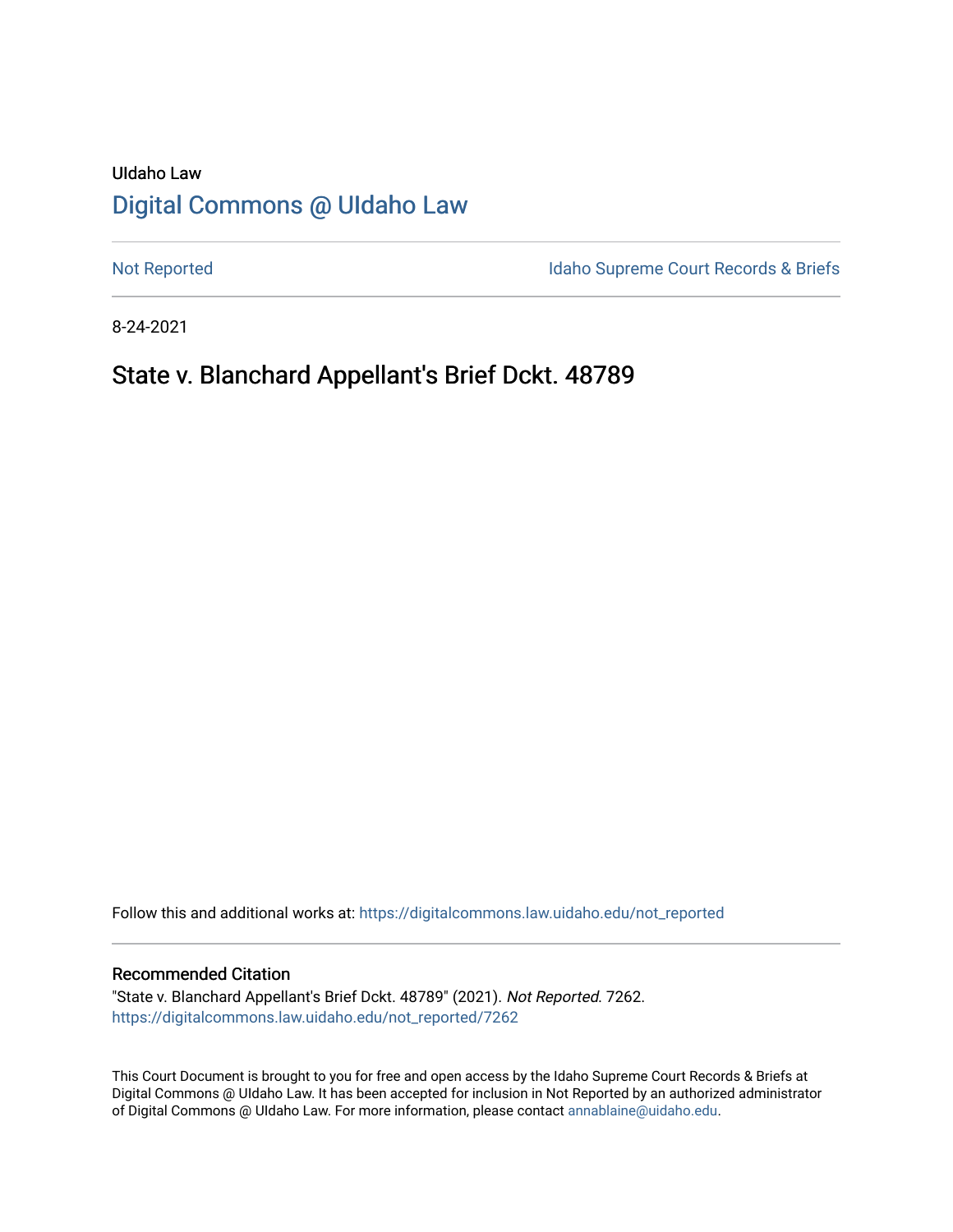UIdaho Law

# Digital Commons @ UIdaho Law

Not Reported

Idaho Supreme Court Records & Briefs

8-24-2021

## State v. Blanchard Appellant's Brief Dckt. 48789

Follow this and additional works at: https://digitalcommons.law.uidaho.edu/not_reported

### Recommended Citation

"State v. Blanchard Appellant's Brief Dckt. 48789" (2021). *Not Reported*. 7262.
https://digitalcommons.law.uidaho.edu/not_reported/7262

This Court Document is brought to you for free and open access by the Idaho Supreme Court Records & Briefs at Digital Commons @ UIdaho Law. It has been accepted for inclusion in Not Reported by an authorized administrator of Digital Commons @ UIdaho Law. For more information, please contact annablaine@uidaho.edu.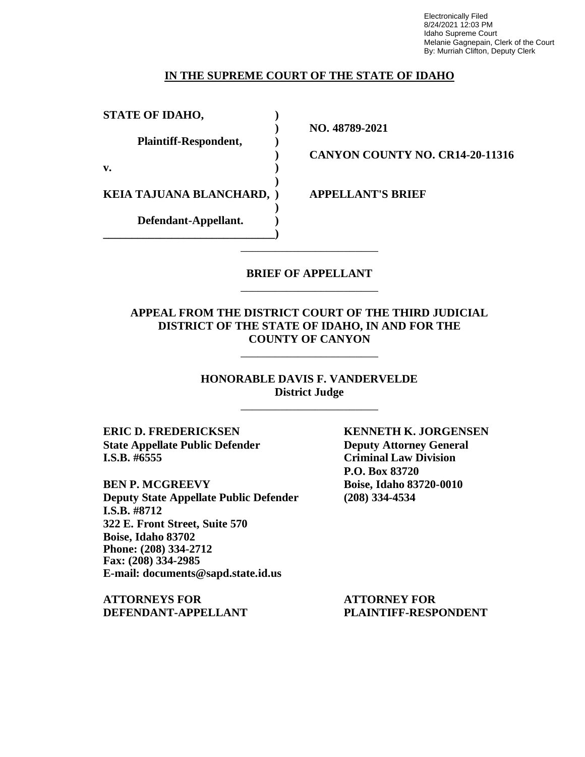Electronically Filed
8/24/2021 12:03 PM
Idaho Supreme Court
Melanie Gagnepain, Clerk of the Court
By: Murriah Clifton, Deputy Clerk

**IN THE SUPREME COURT OF THE STATE OF IDAHO**

| | | |
|---|---|---|
| **STATE OF IDAHO,** | **)** | |
| | **)** | **NO. 48789-2021** |
| **Plaintiff-Respondent,** | **)** | |
| | **)** | **CANYON COUNTY NO. CR14-20-11316** |
| **v.** | **)** | |
| | **)** | |
| **KEIA TAJUANA BLANCHARD,** | **)** | **APPELLANT'S BRIEF** |
| | **)** | |
| **Defendant-Appellant.** | **)** | |

**BRIEF OF APPELLANT**

**APPEAL FROM THE DISTRICT COURT OF THE THIRD JUDICIAL DISTRICT OF THE STATE OF IDAHO, IN AND FOR THE COUNTY OF CANYON**

**HONORABLE DAVIS F. VANDERVELDE**
**District Judge**

**ERIC D. FREDERICKSEN**
**State Appellate Public Defender**
**I.S.B. #6555**

**BEN P. MCGREEVY**
**Deputy State Appellate Public Defender**
**I.S.B. #8712**
**322 E. Front Street, Suite 570**
**Boise, Idaho 83702**
**Phone: (208) 334-2712**
**Fax: (208) 334-2985**
**E-mail: documents@sapd.state.id.us**

**ATTORNEYS FOR DEFENDANT-APPELLANT**

**KENNETH K. JORGENSEN**
**Deputy Attorney General**
**Criminal Law Division**
**P.O. Box 83720**
**Boise, Idaho 83720-0010**
**(208) 334-4534**

**ATTORNEY FOR PLAINTIFF-RESPONDENT**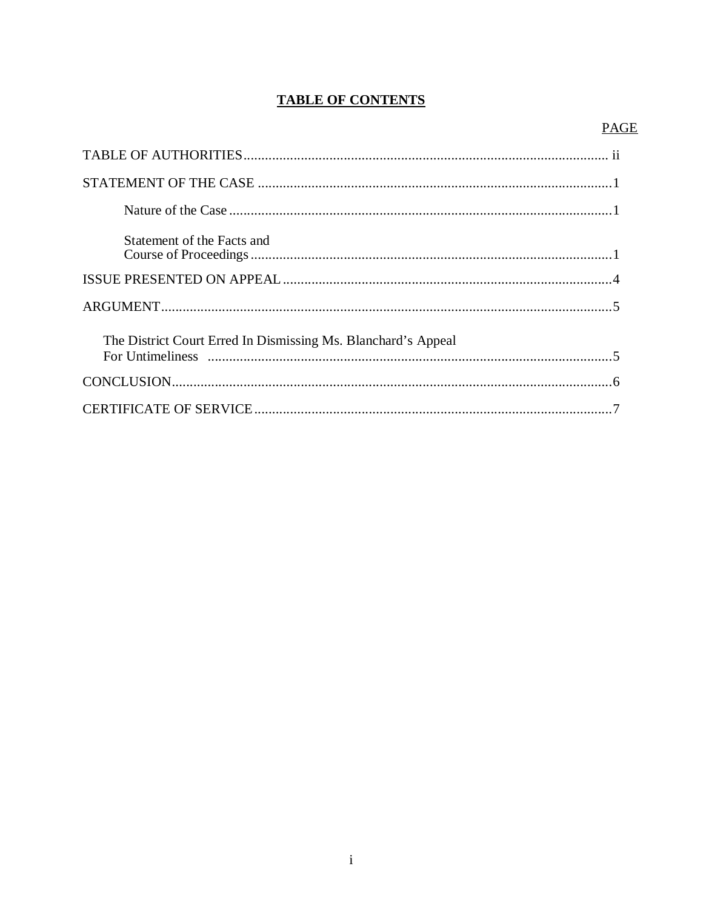# TABLE OF CONTENTS

| | PAGE |
|---|---|
| TABLE OF AUTHORITIES | ii |
| STATEMENT OF THE CASE | 1 |
| Nature of the Case | 1 |
| Statement of the Facts and Course of Proceedings | 1 |
| ISSUE PRESENTED ON APPEAL | 4 |
| ARGUMENT | 5 |
| The District Court Erred In Dismissing Ms. Blanchard's Appeal For Untimeliness | 5 |
| CONCLUSION | 6 |
| CERTIFICATE OF SERVICE | 7 |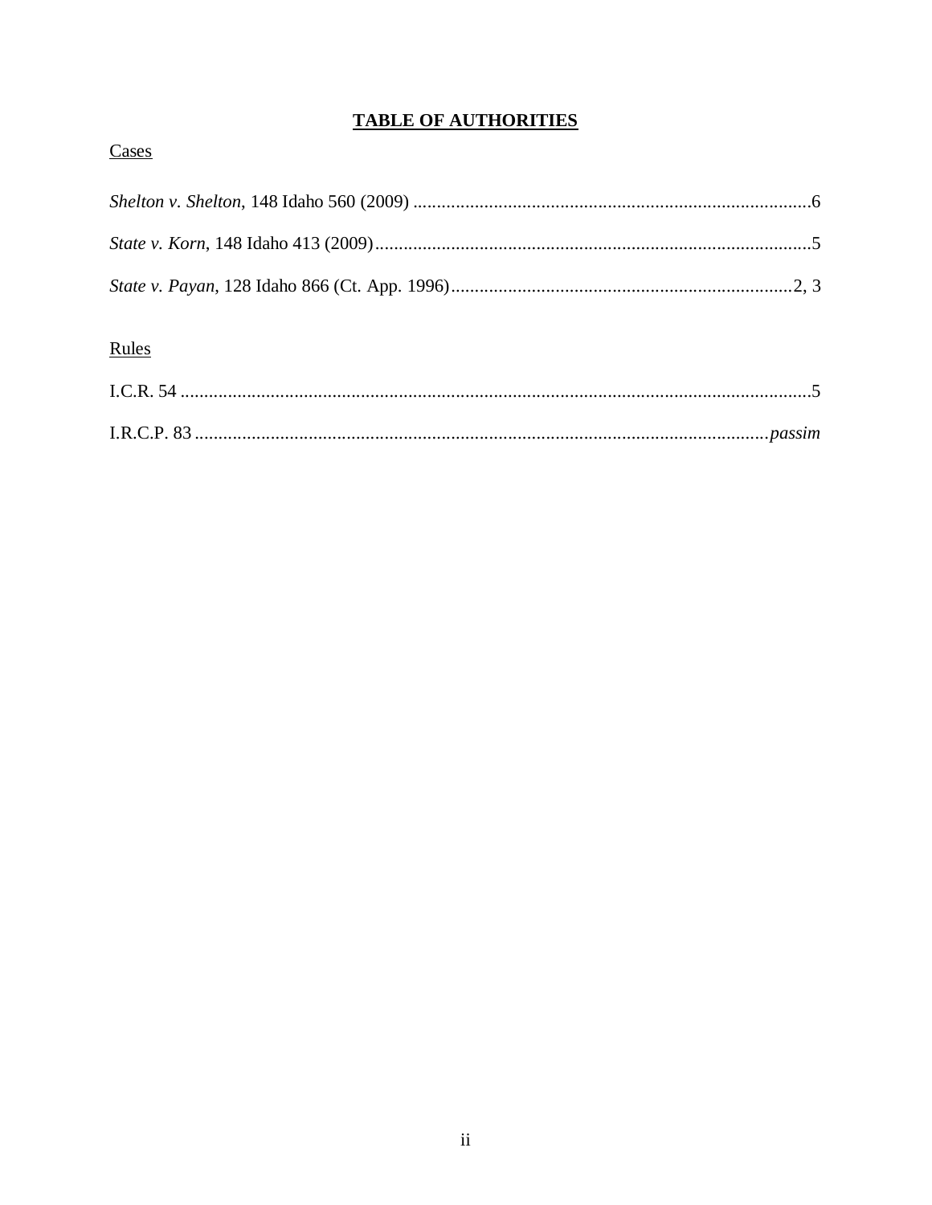# **TABLE OF AUTHORITIES**

Cases

*Shelton v. Shelton*, 148 Idaho 560 (2009) ....................................................................................6

*State v. Korn*, 148 Idaho 413 (2009)............................................................................................5

*State v. Payan*, 128 Idaho 866 (Ct. App. 1996).......................................................................2, 3

Rules

I.C.R. 54 ......................................................................................................................................5

I.R.C.P. 83 ........................................................................................................................*passim*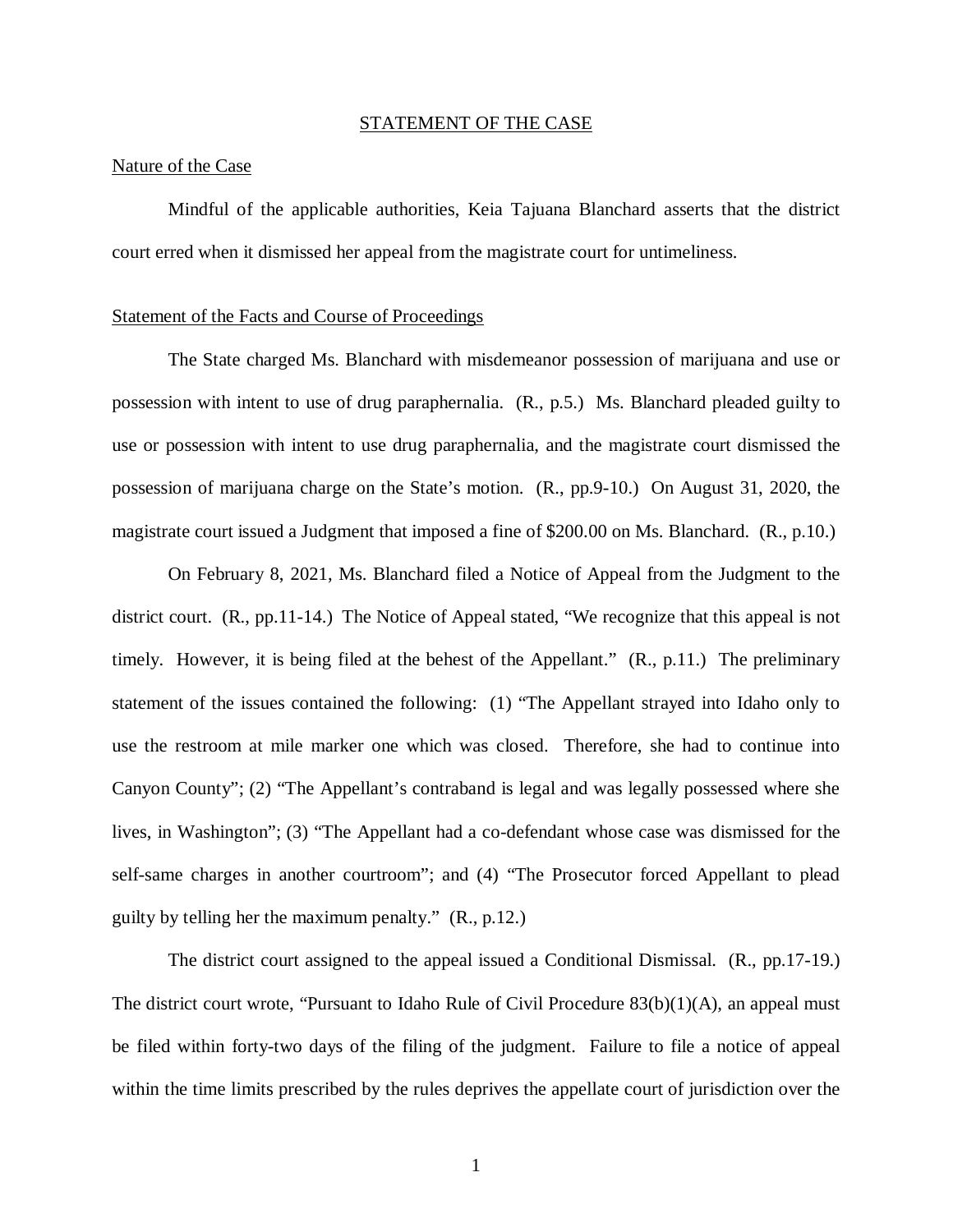## STATEMENT OF THE CASE

### Nature of the Case

Mindful of the applicable authorities, Keia Tajuana Blanchard asserts that the district court erred when it dismissed her appeal from the magistrate court for untimeliness.

### Statement of the Facts and Course of Proceedings

The State charged Ms. Blanchard with misdemeanor possession of marijuana and use or possession with intent to use of drug paraphernalia. (R., p.5.) Ms. Blanchard pleaded guilty to use or possession with intent to use drug paraphernalia, and the magistrate court dismissed the possession of marijuana charge on the State's motion. (R., pp.9-10.) On August 31, 2020, the magistrate court issued a Judgment that imposed a fine of $200.00 on Ms. Blanchard. (R., p.10.)

On February 8, 2021, Ms. Blanchard filed a Notice of Appeal from the Judgment to the district court. (R., pp.11-14.) The Notice of Appeal stated, "We recognize that this appeal is not timely. However, it is being filed at the behest of the Appellant." (R., p.11.) The preliminary statement of the issues contained the following: (1) "The Appellant strayed into Idaho only to use the restroom at mile marker one which was closed. Therefore, she had to continue into Canyon County"; (2) "The Appellant's contraband is legal and was legally possessed where she lives, in Washington"; (3) "The Appellant had a co-defendant whose case was dismissed for the self-same charges in another courtroom"; and (4) "The Prosecutor forced Appellant to plead guilty by telling her the maximum penalty." (R., p.12.)

The district court assigned to the appeal issued a Conditional Dismissal. (R., pp.17-19.) The district court wrote, "Pursuant to Idaho Rule of Civil Procedure 83(b)(1)(A), an appeal must be filed within forty-two days of the filing of the judgment. Failure to file a notice of appeal within the time limits prescribed by the rules deprives the appellate court of jurisdiction over the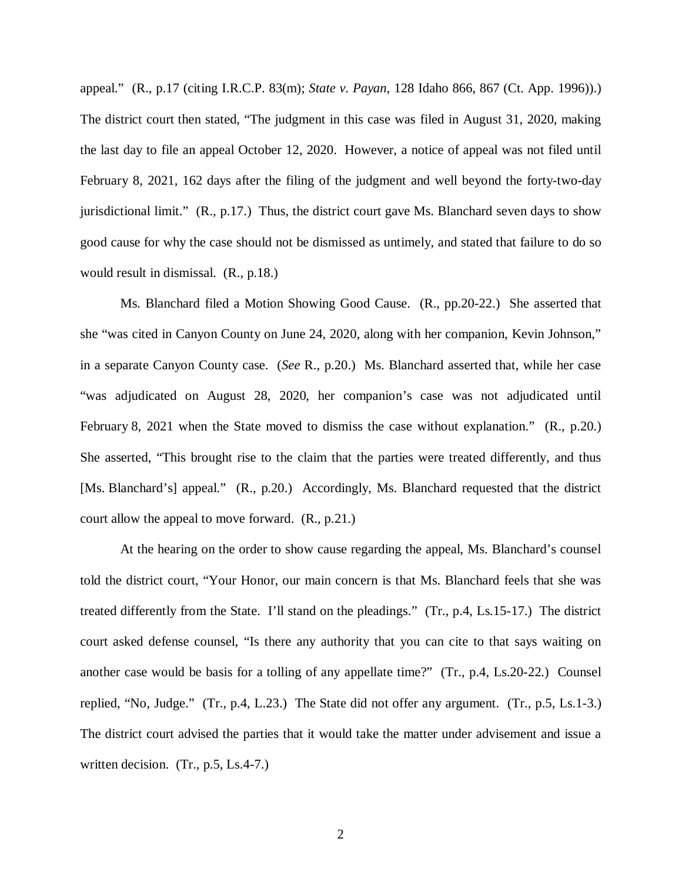appeal." (R., p.17 (citing I.R.C.P. 83(m); *State v. Payan*, 128 Idaho 866, 867 (Ct. App. 1996)).) The district court then stated, "The judgment in this case was filed in August 31, 2020, making the last day to file an appeal October 12, 2020. However, a notice of appeal was not filed until February 8, 2021, 162 days after the filing of the judgment and well beyond the forty-two-day jurisdictional limit." (R., p.17.) Thus, the district court gave Ms. Blanchard seven days to show good cause for why the case should not be dismissed as untimely, and stated that failure to do so would result in dismissal. (R., p.18.)

Ms. Blanchard filed a Motion Showing Good Cause. (R., pp.20-22.) She asserted that she "was cited in Canyon County on June 24, 2020, along with her companion, Kevin Johnson," in a separate Canyon County case. (*See* R., p.20.) Ms. Blanchard asserted that, while her case "was adjudicated on August 28, 2020, her companion's case was not adjudicated until February 8, 2021 when the State moved to dismiss the case without explanation." (R., p.20.) She asserted, "This brought rise to the claim that the parties were treated differently, and thus [Ms. Blanchard's] appeal." (R., p.20.) Accordingly, Ms. Blanchard requested that the district court allow the appeal to move forward. (R., p.21.)

At the hearing on the order to show cause regarding the appeal, Ms. Blanchard's counsel told the district court, "Your Honor, our main concern is that Ms. Blanchard feels that she was treated differently from the State. I'll stand on the pleadings." (Tr., p.4, Ls.15-17.) The district court asked defense counsel, "Is there any authority that you can cite to that says waiting on another case would be basis for a tolling of any appellate time?" (Tr., p.4, Ls.20-22.) Counsel replied, "No, Judge." (Tr., p.4, L.23.) The State did not offer any argument. (Tr., p.5, Ls.1-3.) The district court advised the parties that it would take the matter under advisement and issue a written decision. (Tr., p.5, Ls.4-7.)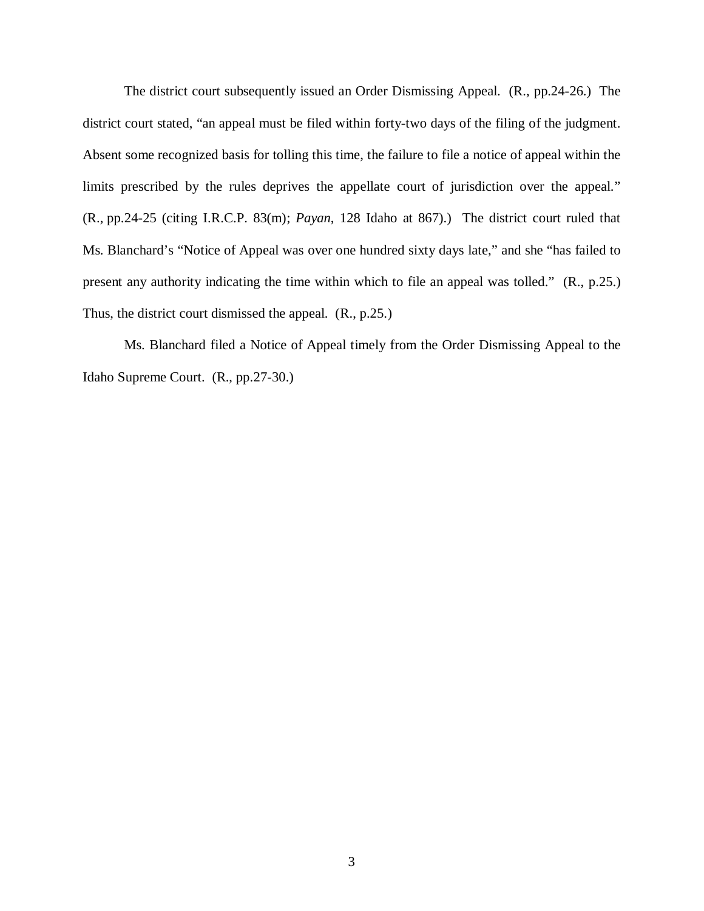The district court subsequently issued an Order Dismissing Appeal. (R., pp.24-26.) The district court stated, "an appeal must be filed within forty-two days of the filing of the judgment. Absent some recognized basis for tolling this time, the failure to file a notice of appeal within the limits prescribed by the rules deprives the appellate court of jurisdiction over the appeal." (R., pp.24-25 (citing I.R.C.P. 83(m); *Payan*, 128 Idaho at 867).) The district court ruled that Ms. Blanchard's "Notice of Appeal was over one hundred sixty days late," and she "has failed to present any authority indicating the time within which to file an appeal was tolled." (R., p.25.) Thus, the district court dismissed the appeal. (R., p.25.)

Ms. Blanchard filed a Notice of Appeal timely from the Order Dismissing Appeal to the Idaho Supreme Court. (R., pp.27-30.)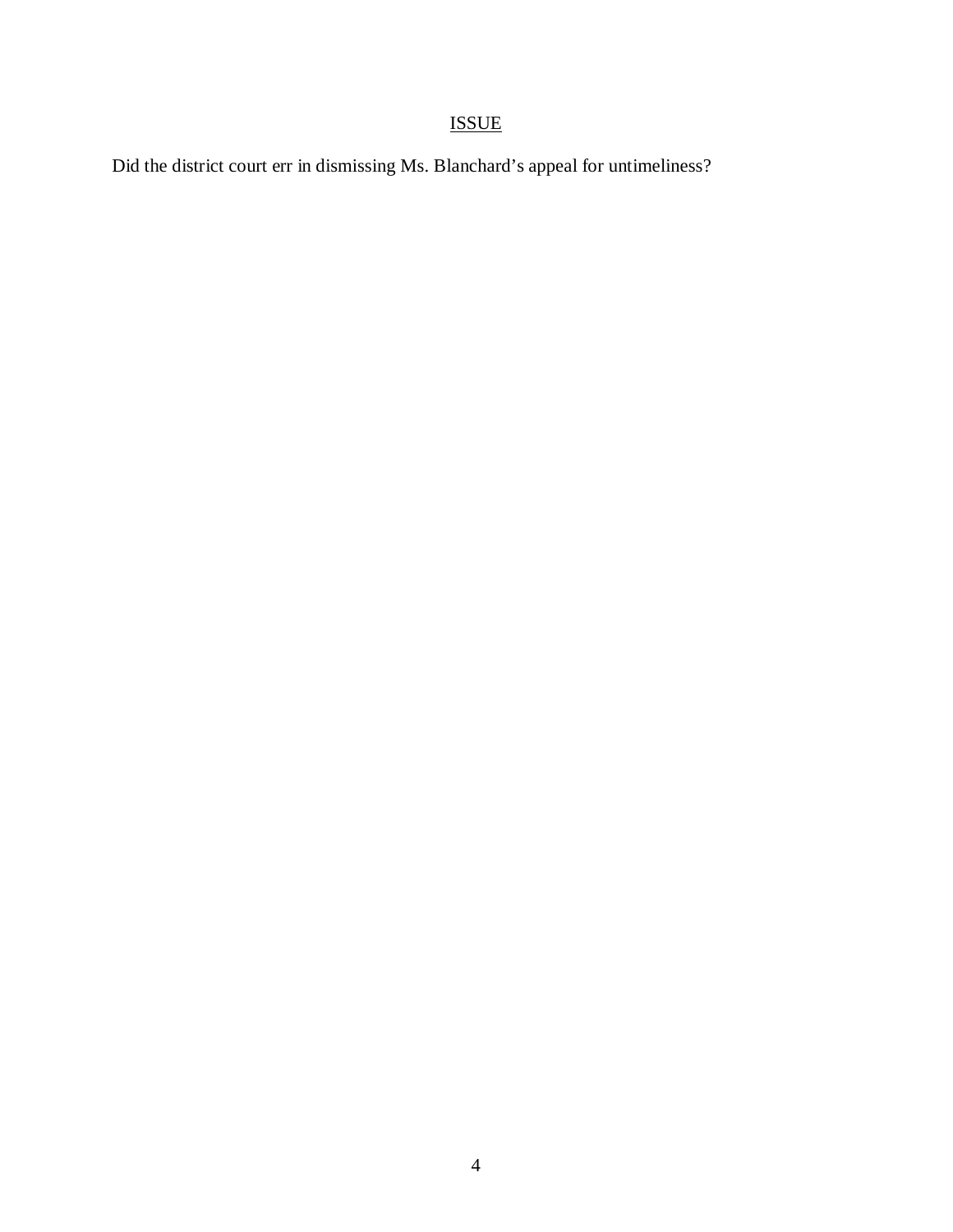## ISSUE

Did the district court err in dismissing Ms. Blanchard's appeal for untimeliness?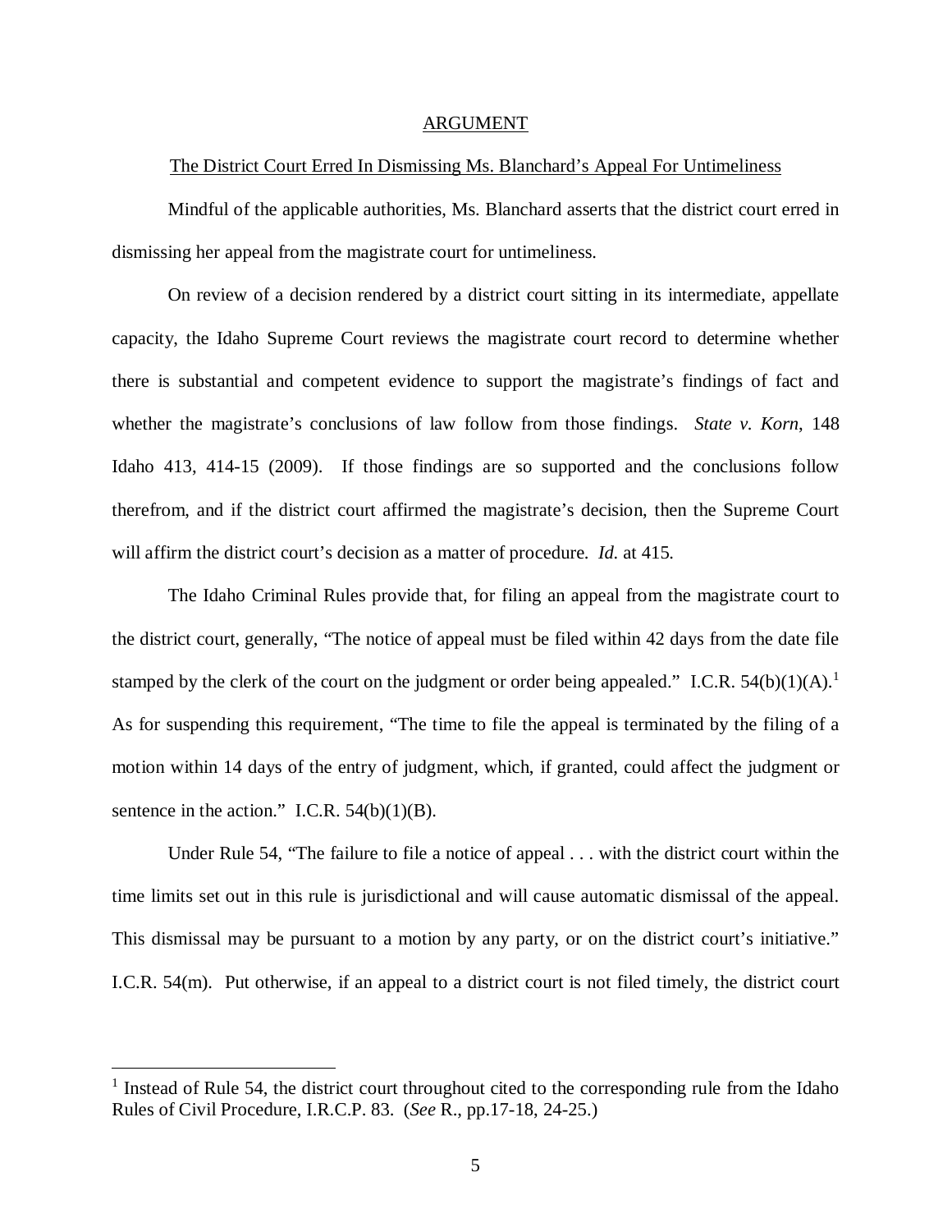## ARGUMENT

### The District Court Erred In Dismissing Ms. Blanchard's Appeal For Untimeliness

Mindful of the applicable authorities, Ms. Blanchard asserts that the district court erred in dismissing her appeal from the magistrate court for untimeliness.

On review of a decision rendered by a district court sitting in its intermediate, appellate capacity, the Idaho Supreme Court reviews the magistrate court record to determine whether there is substantial and competent evidence to support the magistrate's findings of fact and whether the magistrate's conclusions of law follow from those findings. *State v. Korn*, 148 Idaho 413, 414-15 (2009). If those findings are so supported and the conclusions follow therefrom, and if the district court affirmed the magistrate's decision, then the Supreme Court will affirm the district court's decision as a matter of procedure. *Id.* at 415.

The Idaho Criminal Rules provide that, for filing an appeal from the magistrate court to the district court, generally, "The notice of appeal must be filed within 42 days from the date file stamped by the clerk of the court on the judgment or order being appealed." I.C.R. 54(b)(1)(A).[1] As for suspending this requirement, "The time to file the appeal is terminated by the filing of a motion within 14 days of the entry of judgment, which, if granted, could affect the judgment or sentence in the action." I.C.R. 54(b)(1)(B).

Under Rule 54, "The failure to file a notice of appeal . . . with the district court within the time limits set out in this rule is jurisdictional and will cause automatic dismissal of the appeal. This dismissal may be pursuant to a motion by any party, or on the district court's initiative." I.C.R. 54(m). Put otherwise, if an appeal to a district court is not filed timely, the district court

[1] Instead of Rule 54, the district court throughout cited to the corresponding rule from the Idaho Rules of Civil Procedure, I.R.C.P. 83. (*See* R., pp.17-18, 24-25.)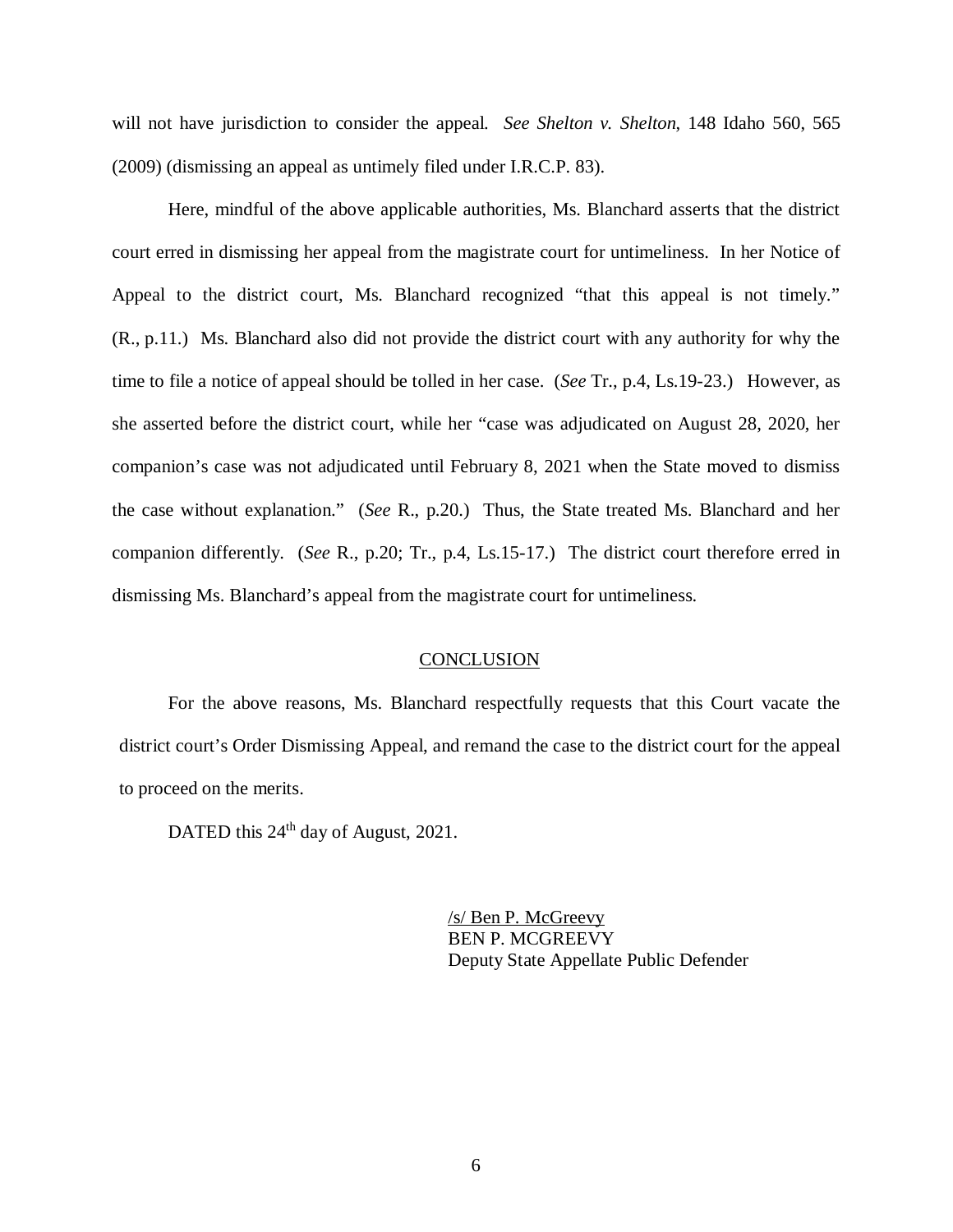will not have jurisdiction to consider the appeal. *See Shelton v. Shelton*, 148 Idaho 560, 565 (2009) (dismissing an appeal as untimely filed under I.R.C.P. 83).

Here, mindful of the above applicable authorities, Ms. Blanchard asserts that the district court erred in dismissing her appeal from the magistrate court for untimeliness. In her Notice of Appeal to the district court, Ms. Blanchard recognized "that this appeal is not timely." (R., p.11.) Ms. Blanchard also did not provide the district court with any authority for why the time to file a notice of appeal should be tolled in her case. (*See* Tr., p.4, Ls.19-23.) However, as she asserted before the district court, while her "case was adjudicated on August 28, 2020, her companion's case was not adjudicated until February 8, 2021 when the State moved to dismiss the case without explanation." (*See* R., p.20.) Thus, the State treated Ms. Blanchard and her companion differently. (*See* R., p.20; Tr., p.4, Ls.15-17.) The district court therefore erred in dismissing Ms. Blanchard's appeal from the magistrate court for untimeliness.

## CONCLUSION

For the above reasons, Ms. Blanchard respectfully requests that this Court vacate the district court's Order Dismissing Appeal, and remand the case to the district court for the appeal to proceed on the merits.

DATED this 24th day of August, 2021.

/s/ Ben P. McGreevy
BEN P. MCGREEVY
Deputy State Appellate Public Defender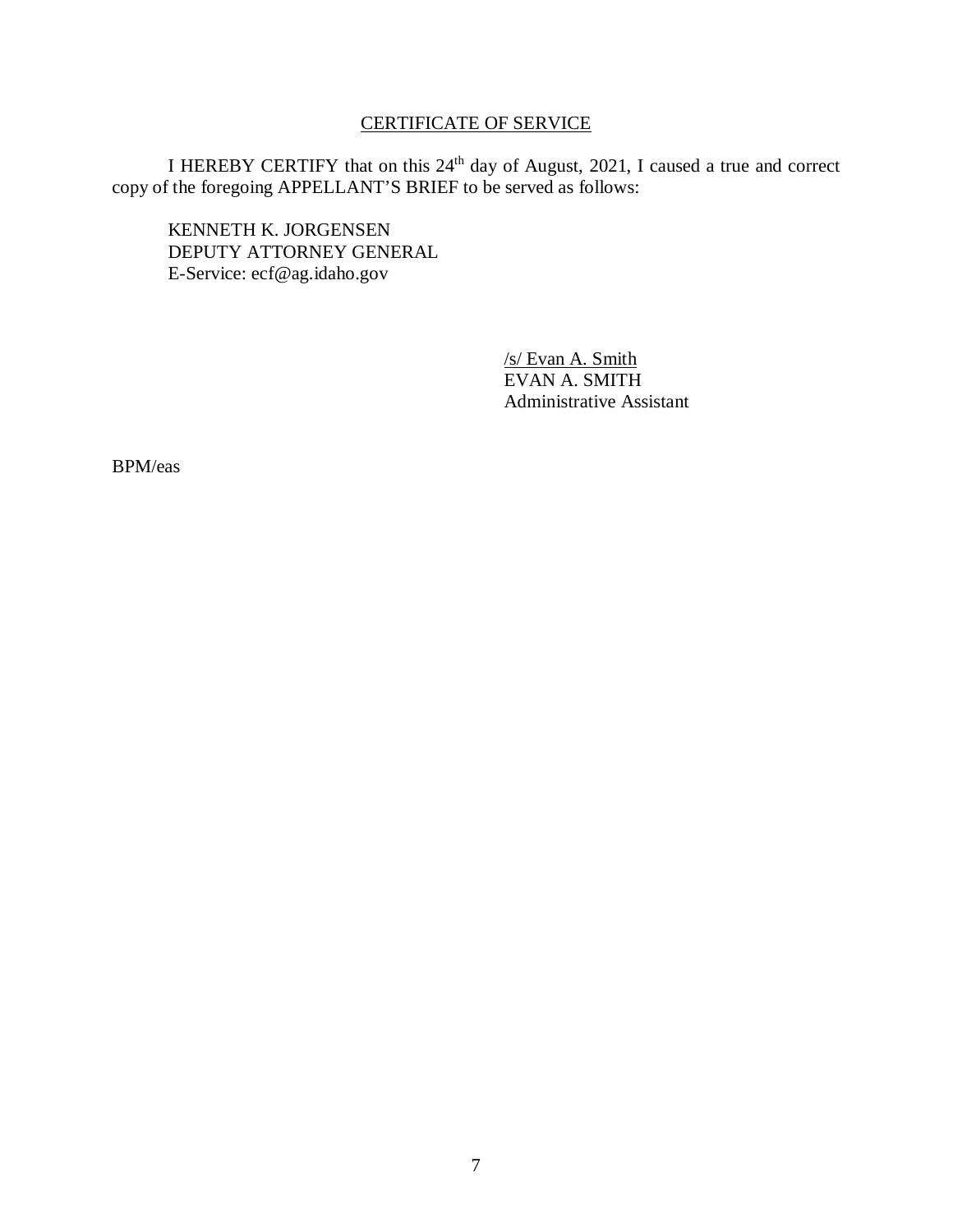## CERTIFICATE OF SERVICE

I HEREBY CERTIFY that on this 24th day of August, 2021, I caused a true and correct copy of the foregoing APPELLANT'S BRIEF to be served as follows:

KENNETH K. JORGENSEN
DEPUTY ATTORNEY GENERAL
E-Service: ecf@ag.idaho.gov

/s/ Evan A. Smith
EVAN A. SMITH
Administrative Assistant

BPM/eas